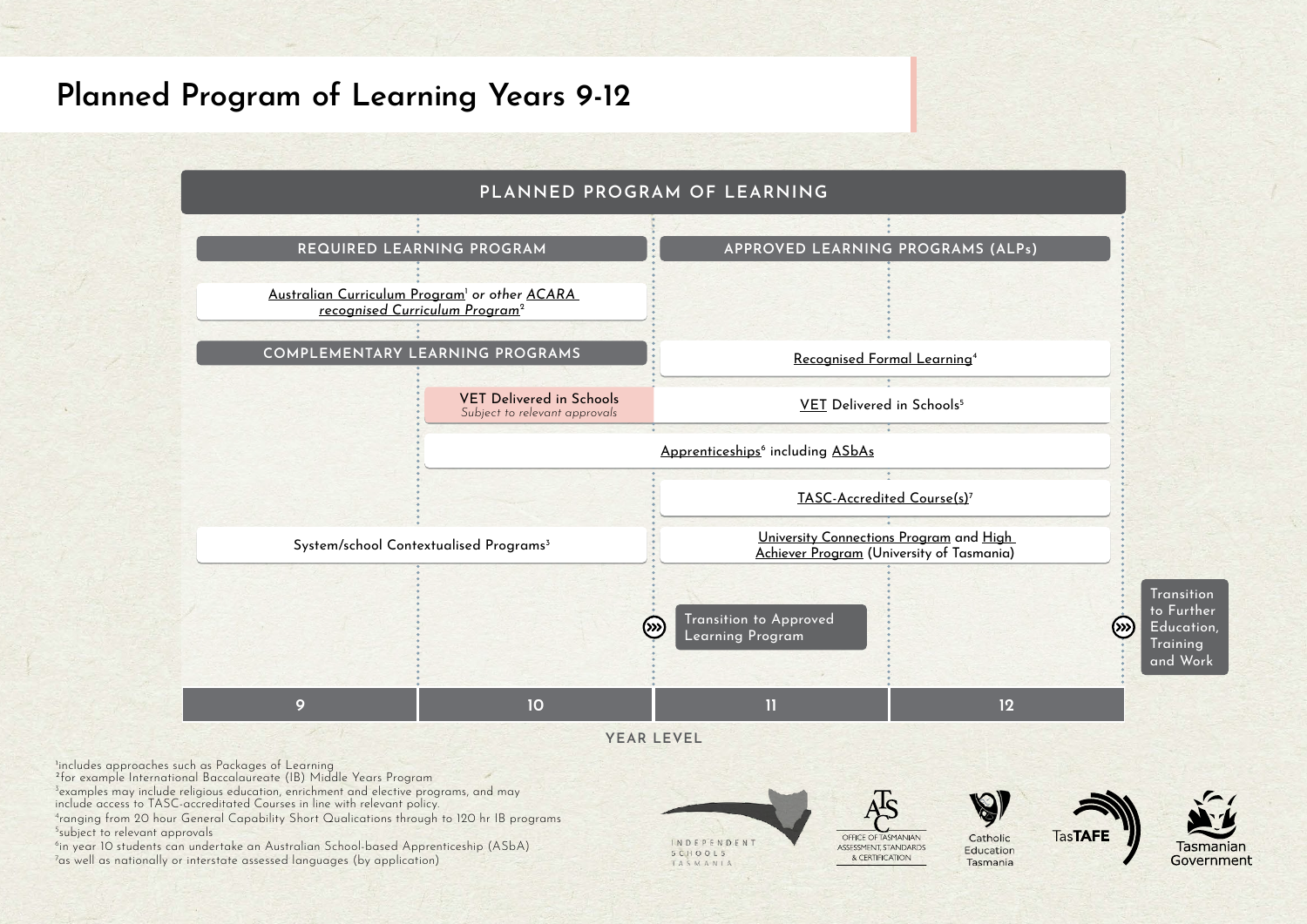# Planned Program of Learning Years 9-12

## PLANNED PROGRAM OF LEARNING

| | 9 | 10 | 11 | 12 |
|---|---|---|---|---|
| | **REQUIRED LEARNING PROGRAM** | | **APPROVED LEARNING PROGRAMS (ALPs)** | |
| | Australian Curriculum Program[1] *or other ACARA recognised Curriculum Program*[2] | | | |
| | **COMPLEMENTARY LEARNING PROGRAMS** | | Recognised Formal Learning[4] | |
| | | VET Delivered in Schools *Subject to relevant approvals* | VET Delivered in Schools[5] | |
| | | Apprenticeships[6] including ASbAs | | |
| | | | TASC-Accredited Course(s)[7] | |
| | System/school Contextualised Programs[3] | | University Connections Program and High Achiever Program (University of Tasmania) | |
| | | | Transition to Approved Learning Program | Transition to Further Education, Training and Work |

**YEAR LEVEL**

[1]includes approaches such as Packages of Learning
[2]for example International Baccalaureate (IB) Middle Years Program
[3]examples may include religious education, enrichment and elective programs, and may include access to TASC-accreditated Courses in line with relevant policy.
[4]ranging from 20 hour General Capability Short Qualications through to 120 hr IB programs
[5]subject to relevant approvals
[6]in year 10 students can undertake an Australian School-based Apprenticeship (ASbA)
[7]as well as nationally or interstate assessed languages (by application)

INDEPENDENT SCHOOLS TASMANIA | OFFICE OF TASMANIAN ASSESSMENT, STANDARDS & CERTIFICATION | Catholic Education Tasmania | TasTAFE | Tasmanian Government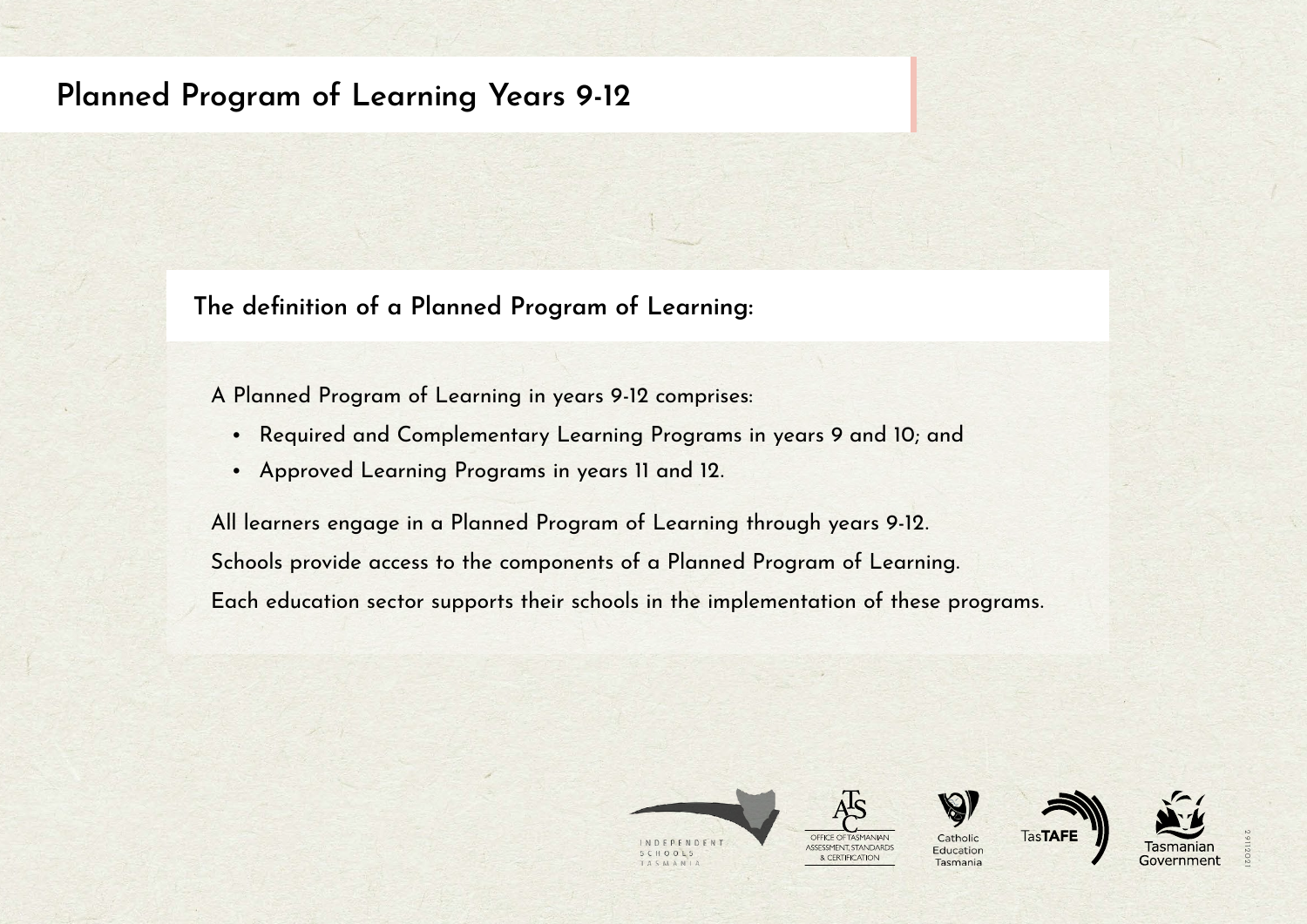# Planned Program of Learning Years 9-12

## The definition of a Planned Program of Learning:

A Planned Program of Learning in years 9-12 comprises:

- Required and Complementary Learning Programs in years 9 and 10; and
- Approved Learning Programs in years 11 and 12.

All learners engage in a Planned Program of Learning through years 9-12.

Schools provide access to the components of a Planned Program of Learning.

Each education sector supports their schools in the implementation of these programs.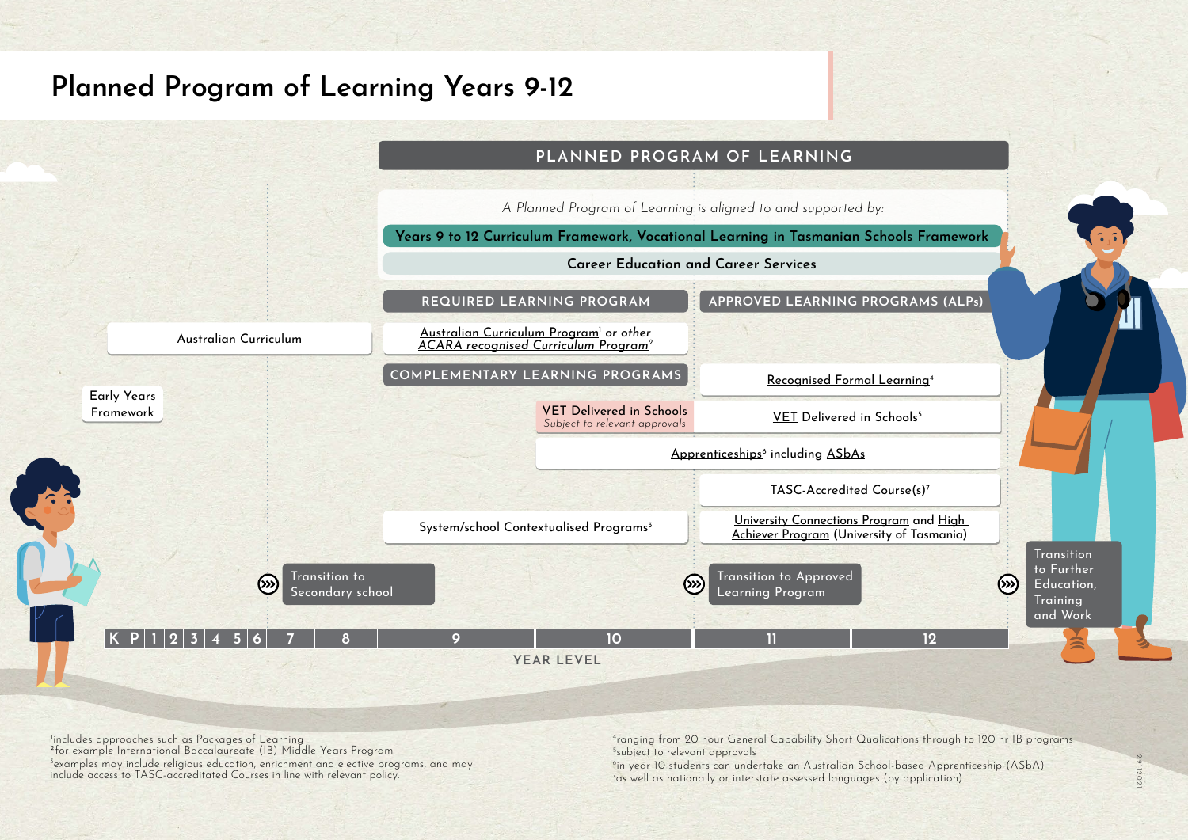# Planned Program of Learning Years 9-12

## PLANNED PROGRAM OF LEARNING

*A Planned Program of Learning is aligned to and supported by:*

**Years 9 to 12 Curriculum Framework, Vocational Learning in Tasmanian Schools Framework**

**Career Education and Career Services**

REQUIRED LEARNING PROGRAM

APPROVED LEARNING PROGRAMS (ALPs)

Australian Curriculum

Australian Curriculum Program[1] *or other ACARA recognised Curriculum Program*[2]

Early Years Framework

COMPLEMENTARY LEARNING PROGRAMS

Recognised Formal Learning[4]

VET Delivered in Schools
*Subject to relevant approvals*

VET Delivered in Schools[5]

Apprenticeships[6] including ASbAs

TASC-Accredited Course(s)[7]

System/school Contextualised Programs[3]

University Connections Program and High Achiever Program (University of Tasmania)

Transition to Secondary school

Transition to Approved Learning Program

Transition to Further Education, Training and Work

K | P | 1 | 2 | 3 | 4 | 5 | 6 | 7 | 8 | 9 | 10 | 11 | 12

YEAR LEVEL

[1]includes approaches such as Packages of Learning
[2]for example International Baccalaureate (IB) Middle Years Program
[3]examples may include religious education, enrichment and elective programs, and may include access to TASC-accreditated Courses in line with relevant policy.

[4]ranging from 20 hour General Capability Short Qualications through to 120 hr IB programs
[5]subject to relevant approvals
[6]in year 10 students can undertake an Australian School-based Apprenticeship (ASbA)
[7]as well as nationally or interstate assessed languages (by application)